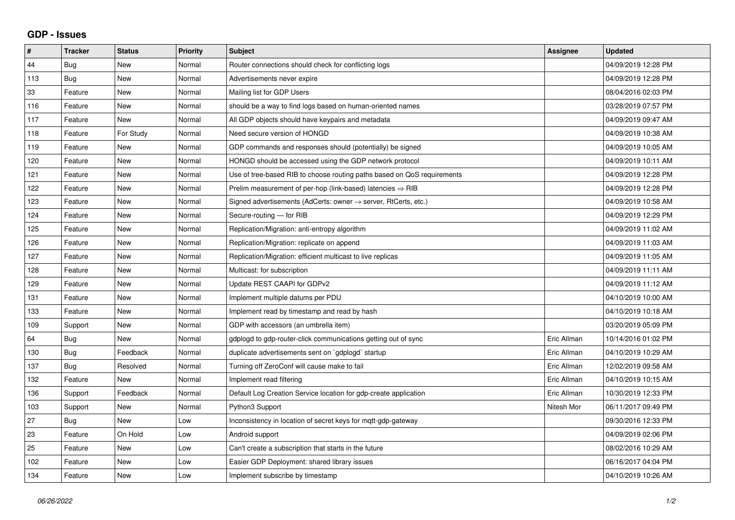## GDP - Issues

| # | Tracker | Status | Priority | Subject | Assignee | Updated |
|---|---|---|---|---|---|---|
| 44 | Bug | New | Normal | Router connections should check for conflicting logs | | 04/09/2019 12:28 PM |
| 113 | Bug | New | Normal | Advertisements never expire | | 04/09/2019 12:28 PM |
| 33 | Feature | New | Normal | Mailing list for GDP Users | | 08/04/2016 02:03 PM |
| 116 | Feature | New | Normal | should be a way to find logs based on human-oriented names | | 03/28/2019 07:57 PM |
| 117 | Feature | New | Normal | All GDP objects should have keypairs and metadata | | 04/09/2019 09:47 AM |
| 118 | Feature | For Study | Normal | Need secure version of HONGD | | 04/09/2019 10:38 AM |
| 119 | Feature | New | Normal | GDP commands and responses should (potentially) be signed | | 04/09/2019 10:05 AM |
| 120 | Feature | New | Normal | HONGD should be accessed using the GDP network protocol | | 04/09/2019 10:11 AM |
| 121 | Feature | New | Normal | Use of tree-based RIB to choose routing paths based on QoS requirements | | 04/09/2019 12:28 PM |
| 122 | Feature | New | Normal | Prelim measurement of per-hop (link-based) latencies ⇒ RIB | | 04/09/2019 12:28 PM |
| 123 | Feature | New | Normal | Signed advertisements (AdCerts: owner → server, RtCerts, etc.) | | 04/09/2019 10:58 AM |
| 124 | Feature | New | Normal | Secure-routing — for RIB | | 04/09/2019 12:29 PM |
| 125 | Feature | New | Normal | Replication/Migration: anti-entropy algorithm | | 04/09/2019 11:02 AM |
| 126 | Feature | New | Normal | Replication/Migration: replicate on append | | 04/09/2019 11:03 AM |
| 127 | Feature | New | Normal | Replication/Migration: efficient multicast to live replicas | | 04/09/2019 11:05 AM |
| 128 | Feature | New | Normal | Multicast: for subscription | | 04/09/2019 11:11 AM |
| 129 | Feature | New | Normal | Update REST CAAPI for GDPv2 | | 04/09/2019 11:12 AM |
| 131 | Feature | New | Normal | Implement multiple datums per PDU | | 04/10/2019 10:00 AM |
| 133 | Feature | New | Normal | Implement read by timestamp and read by hash | | 04/10/2019 10:18 AM |
| 109 | Support | New | Normal | GDP with accessors (an umbrella item) | | 03/20/2019 05:09 PM |
| 64 | Bug | New | Normal | gdplogd to gdp-router-click communications getting out of sync | Eric Allman | 10/14/2016 01:02 PM |
| 130 | Bug | Feedback | Normal | duplicate advertisements sent on `gdplogd` startup | Eric Allman | 04/10/2019 10:29 AM |
| 137 | Bug | Resolved | Normal | Turning off ZeroConf will cause make to fail | Eric Allman | 12/02/2019 09:58 AM |
| 132 | Feature | New | Normal | Implement read filtering | Eric Allman | 04/10/2019 10:15 AM |
| 136 | Support | Feedback | Normal | Default Log Creation Service location for gdp-create application | Eric Allman | 10/30/2019 12:33 PM |
| 103 | Support | New | Normal | Python3 Support | Nitesh Mor | 06/11/2017 09:49 PM |
| 27 | Bug | New | Low | Inconsistency in location of secret keys for mqtt-gdp-gateway | | 09/30/2016 12:33 PM |
| 23 | Feature | On Hold | Low | Android support | | 04/09/2019 02:06 PM |
| 25 | Feature | New | Low | Can't create a subscription that starts in the future | | 08/02/2016 10:29 AM |
| 102 | Feature | New | Low | Easier GDP Deployment: shared library issues | | 06/16/2017 04:04 PM |
| 134 | Feature | New | Low | Implement subscribe by timestamp | | 04/10/2019 10:26 AM |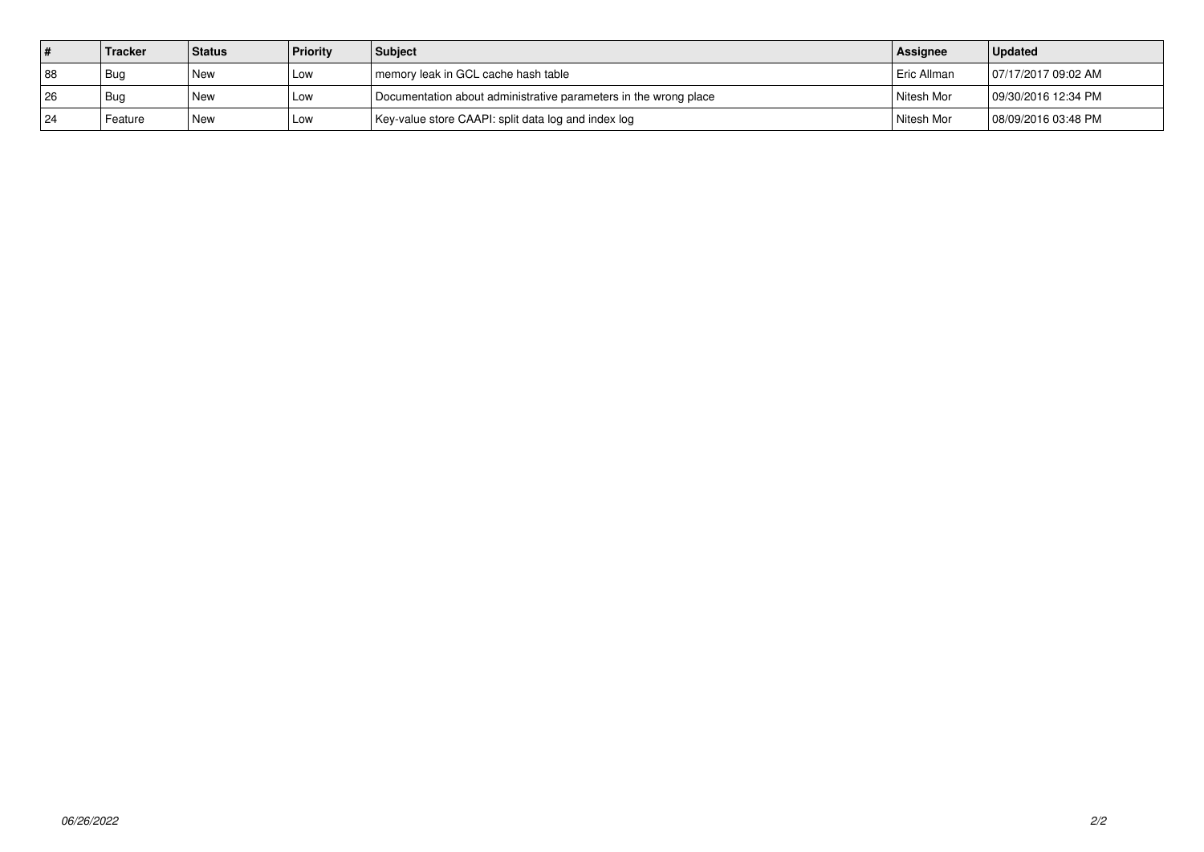| # | Tracker | Status | Priority | Subject | Assignee | Updated |
|---|---|---|---|---|---|---|
| 88 | Bug | New | Low | memory leak in GCL cache hash table | Eric Allman | 07/17/2017 09:02 AM |
| 26 | Bug | New | Low | Documentation about administrative parameters in the wrong place | Nitesh Mor | 09/30/2016 12:34 PM |
| 24 | Feature | New | Low | Key-value store CAAPI: split data log and index log | Nitesh Mor | 08/09/2016 03:48 PM |